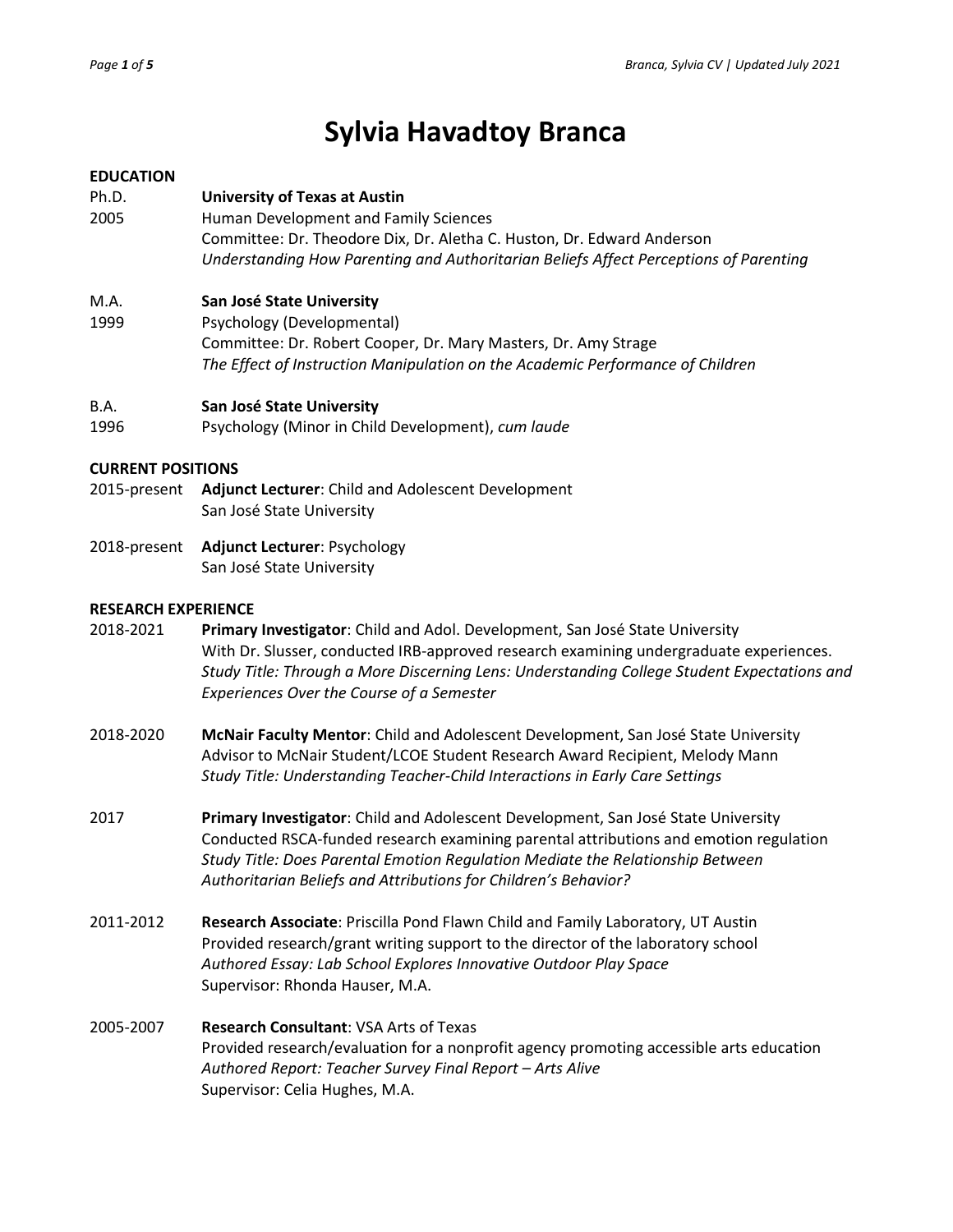# Sylvia Havadtoy Branca

## EDUCATION

Ph.D. 2005 — **University of Texas at Austin**
Human Development and Family Sciences
Committee: Dr. Theodore Dix, Dr. Aletha C. Huston, Dr. Edward Anderson
*Understanding How Parenting and Authoritarian Beliefs Affect Perceptions of Parenting*

M.A. 1999 — **San José State University**
Psychology (Developmental)
Committee: Dr. Robert Cooper, Dr. Mary Masters, Dr. Amy Strage
*The Effect of Instruction Manipulation on the Academic Performance of Children*

B.A. 1996 — **San José State University**
Psychology (Minor in Child Development), *cum laude*

## CURRENT POSITIONS

2015-present — **Adjunct Lecturer**: Child and Adolescent Development
San José State University

2018-present — **Adjunct Lecturer**: Psychology
San José State University

## RESEARCH EXPERIENCE

2018-2021 — **Primary Investigator**: Child and Adol. Development, San José State University
With Dr. Slusser, conducted IRB-approved research examining undergraduate experiences.
*Study Title: Through a More Discerning Lens: Understanding College Student Expectations and Experiences Over the Course of a Semester*

2018-2020 — **McNair Faculty Mentor**: Child and Adolescent Development, San José State University
Advisor to McNair Student/LCOE Student Research Award Recipient, Melody Mann
*Study Title: Understanding Teacher-Child Interactions in Early Care Settings*

2017 — **Primary Investigator**: Child and Adolescent Development, San José State University
Conducted RSCA-funded research examining parental attributions and emotion regulation
*Study Title: Does Parental Emotion Regulation Mediate the Relationship Between Authoritarian Beliefs and Attributions for Children's Behavior?*

2011-2012 — **Research Associate**: Priscilla Pond Flawn Child and Family Laboratory, UT Austin
Provided research/grant writing support to the director of the laboratory school
*Authored Essay: Lab School Explores Innovative Outdoor Play Space*
Supervisor: Rhonda Hauser, M.A.

2005-2007 — **Research Consultant**: VSA Arts of Texas
Provided research/evaluation for a nonprofit agency promoting accessible arts education
*Authored Report: Teacher Survey Final Report – Arts Alive*
Supervisor: Celia Hughes, M.A.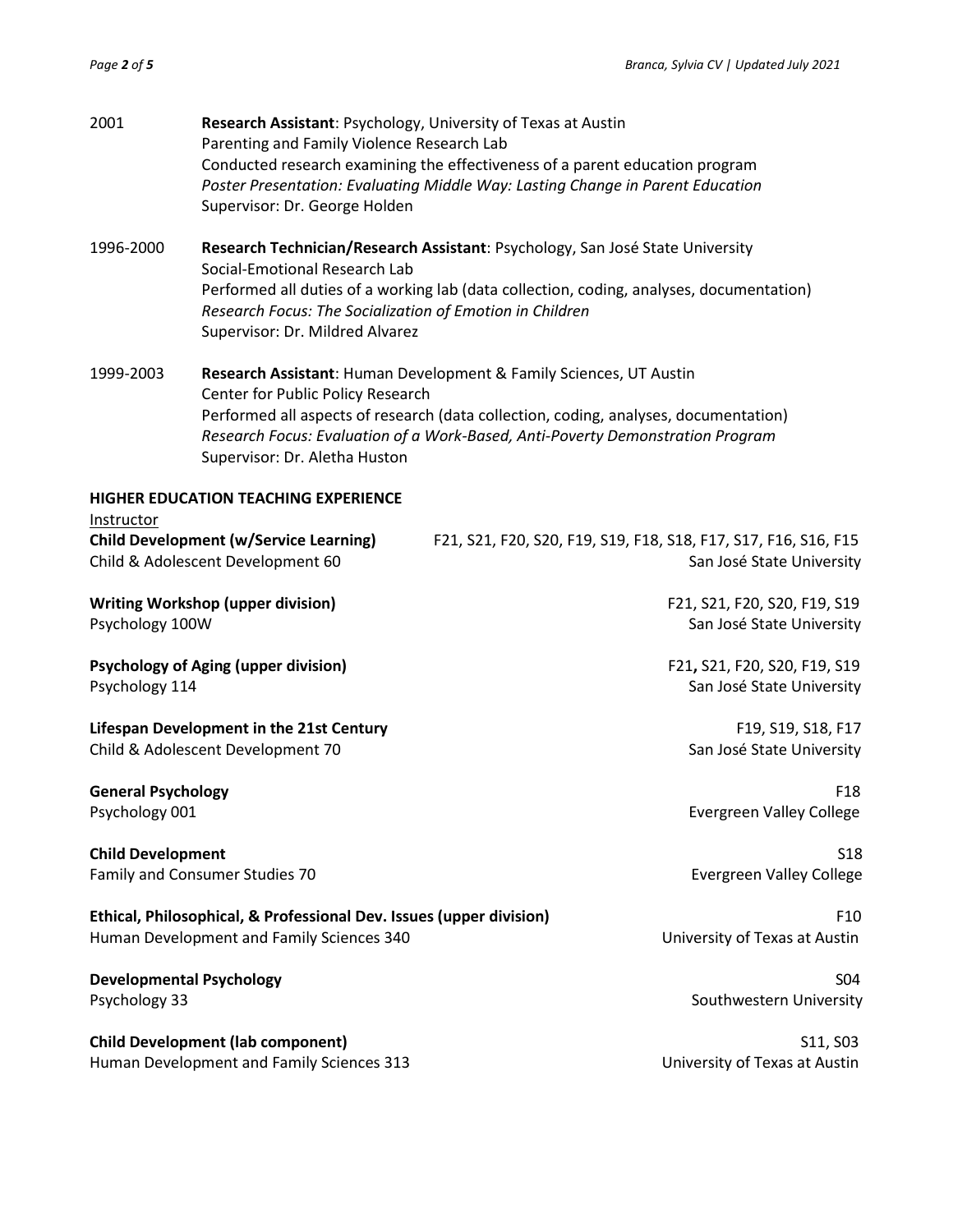2001 **Research Assistant**: Psychology, University of Texas at Austin
Parenting and Family Violence Research Lab
Conducted research examining the effectiveness of a parent education program
*Poster Presentation: Evaluating Middle Way: Lasting Change in Parent Education*
Supervisor: Dr. George Holden

1996-2000 **Research Technician/Research Assistant**: Psychology, San José State University
Social-Emotional Research Lab
Performed all duties of a working lab (data collection, coding, analyses, documentation)
*Research Focus: The Socialization of Emotion in Children*
Supervisor: Dr. Mildred Alvarez

1999-2003 **Research Assistant**: Human Development & Family Sciences, UT Austin
Center for Public Policy Research
Performed all aspects of research (data collection, coding, analyses, documentation)
*Research Focus: Evaluation of a Work-Based, Anti-Poverty Demonstration Program*
Supervisor: Dr. Aletha Huston

## HIGHER EDUCATION TEACHING EXPERIENCE

Instructor

**Child Development (w/Service Learning)** — F21, S21, F20, S20, F19, S19, F18, S18, F17, S17, F16, S16, F15
Child & Adolescent Development 60 — San José State University

**Writing Workshop (upper division)** — F21, S21, F20, S20, F19, S19
Psychology 100W — San José State University

**Psychology of Aging (upper division)** — F21**,** S21, F20, S20, F19, S19
Psychology 114 — San José State University

**Lifespan Development in the 21st Century** — F19, S19, S18, F17
Child & Adolescent Development 70 — San José State University

**General Psychology** — F18
Psychology 001 — Evergreen Valley College

**Child Development** — S18
Family and Consumer Studies 70 — Evergreen Valley College

**Ethical, Philosophical, & Professional Dev. Issues (upper division)** — F10
Human Development and Family Sciences 340 — University of Texas at Austin

**Developmental Psychology** — S04
Psychology 33 — Southwestern University

**Child Development (lab component)** — S11, S03
Human Development and Family Sciences 313 — University of Texas at Austin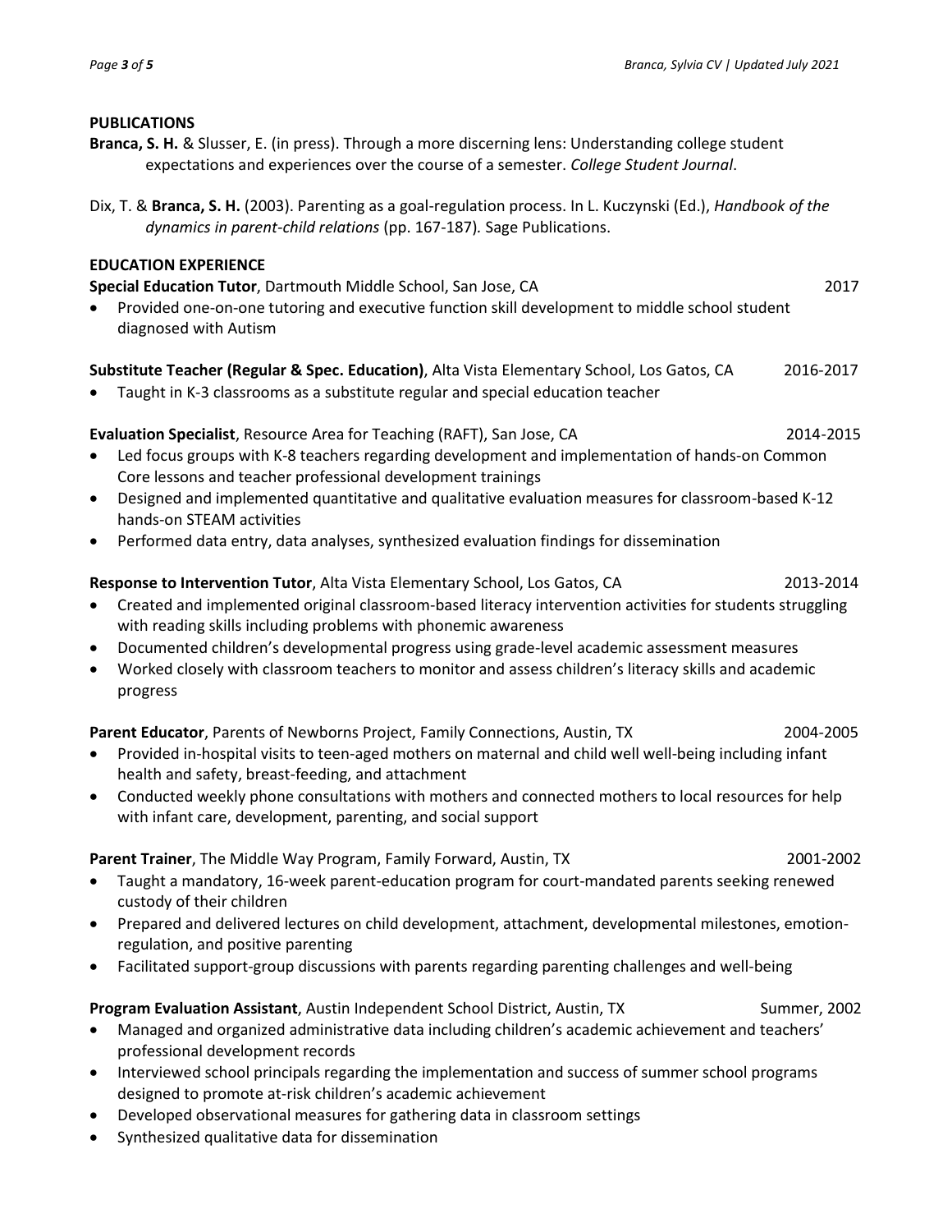## PUBLICATIONS

**Branca, S. H.** & Slusser, E. (in press). Through a more discerning lens: Understanding college student expectations and experiences over the course of a semester. *College Student Journal*.

Dix, T. & **Branca, S. H.** (2003). Parenting as a goal-regulation process. In L. Kuczynski (Ed.), *Handbook of the dynamics in parent-child relations* (pp. 167-187). Sage Publications.

## EDUCATION EXPERIENCE

**Special Education Tutor**, Dartmouth Middle School, San Jose, CA — 2017

- Provided one-on-one tutoring and executive function skill development to middle school student diagnosed with Autism

**Substitute Teacher (Regular & Spec. Education)**, Alta Vista Elementary School, Los Gatos, CA — 2016-2017

- Taught in K-3 classrooms as a substitute regular and special education teacher

**Evaluation Specialist**, Resource Area for Teaching (RAFT), San Jose, CA — 2014-2015

- Led focus groups with K-8 teachers regarding development and implementation of hands-on Common Core lessons and teacher professional development trainings
- Designed and implemented quantitative and qualitative evaluation measures for classroom-based K-12 hands-on STEAM activities
- Performed data entry, data analyses, synthesized evaluation findings for dissemination

**Response to Intervention Tutor**, Alta Vista Elementary School, Los Gatos, CA — 2013-2014

- Created and implemented original classroom-based literacy intervention activities for students struggling with reading skills including problems with phonemic awareness
- Documented children's developmental progress using grade-level academic assessment measures
- Worked closely with classroom teachers to monitor and assess children's literacy skills and academic progress

**Parent Educator**, Parents of Newborns Project, Family Connections, Austin, TX — 2004-2005

- Provided in-hospital visits to teen-aged mothers on maternal and child well well-being including infant health and safety, breast-feeding, and attachment
- Conducted weekly phone consultations with mothers and connected mothers to local resources for help with infant care, development, parenting, and social support

**Parent Trainer**, The Middle Way Program, Family Forward, Austin, TX — 2001-2002

- Taught a mandatory, 16-week parent-education program for court-mandated parents seeking renewed custody of their children
- Prepared and delivered lectures on child development, attachment, developmental milestones, emotion-regulation, and positive parenting
- Facilitated support-group discussions with parents regarding parenting challenges and well-being

**Program Evaluation Assistant**, Austin Independent School District, Austin, TX — Summer, 2002

- Managed and organized administrative data including children's academic achievement and teachers' professional development records
- Interviewed school principals regarding the implementation and success of summer school programs designed to promote at-risk children's academic achievement
- Developed observational measures for gathering data in classroom settings
- Synthesized qualitative data for dissemination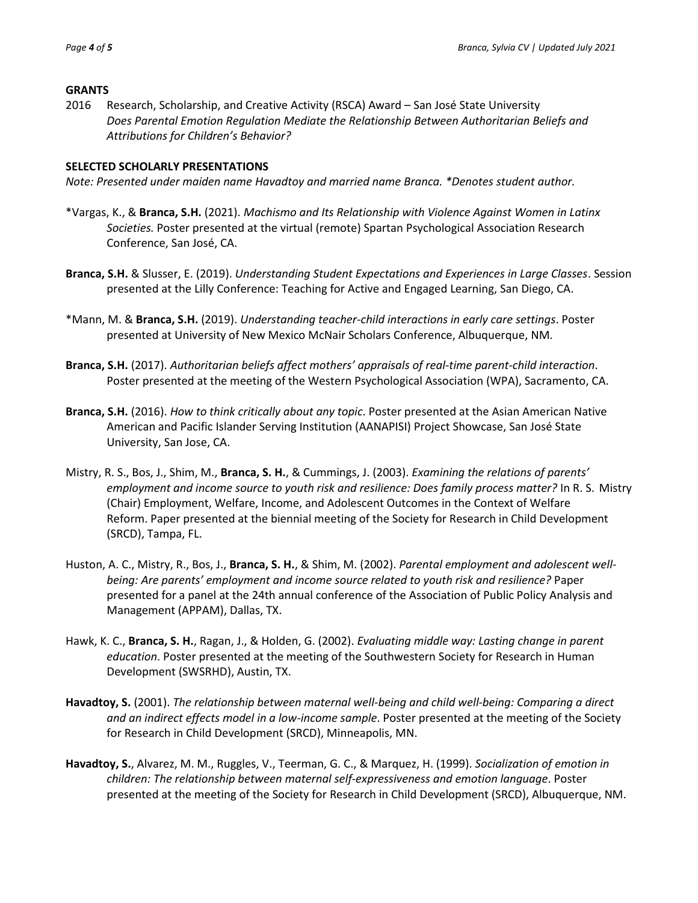## GRANTS

2016 Research, Scholarship, and Creative Activity (RSCA) Award – San José State University
*Does Parental Emotion Regulation Mediate the Relationship Between Authoritarian Beliefs and Attributions for Children's Behavior?*

## SELECTED SCHOLARLY PRESENTATIONS

*Note: Presented under maiden name Havadtoy and married name Branca. *Denotes student author.*

*Vargas, K., & **Branca, S.H.** (2021). *Machismo and Its Relationship with Violence Against Women in Latinx Societies.* Poster presented at the virtual (remote) Spartan Psychological Association Research Conference, San José, CA.

**Branca, S.H.** & Slusser, E. (2019). *Understanding Student Expectations and Experiences in Large Classes*. Session presented at the Lilly Conference: Teaching for Active and Engaged Learning, San Diego, CA.

*Mann, M. & **Branca, S.H.** (2019). *Understanding teacher-child interactions in early care settings*. Poster presented at University of New Mexico McNair Scholars Conference, Albuquerque, NM.

**Branca, S.H.** (2017). *Authoritarian beliefs affect mothers' appraisals of real-time parent-child interaction*. Poster presented at the meeting of the Western Psychological Association (WPA), Sacramento, CA.

**Branca, S.H.** (2016). *How to think critically about any topic*. Poster presented at the Asian American Native American and Pacific Islander Serving Institution (AANAPISI) Project Showcase, San José State University, San Jose, CA.

Mistry, R. S., Bos, J., Shim, M., **Branca, S. H.**, & Cummings, J. (2003). *Examining the relations of parents' employment and income source to youth risk and resilience: Does family process matter?* In R. S. Mistry (Chair) Employment, Welfare, Income, and Adolescent Outcomes in the Context of Welfare Reform. Paper presented at the biennial meeting of the Society for Research in Child Development (SRCD), Tampa, FL.

Huston, A. C., Mistry, R., Bos, J., **Branca, S. H.**, & Shim, M. (2002). *Parental employment and adolescent well-being: Are parents' employment and income source related to youth risk and resilience?* Paper presented for a panel at the 24th annual conference of the Association of Public Policy Analysis and Management (APPAM), Dallas, TX.

Hawk, K. C., **Branca, S. H.**, Ragan, J., & Holden, G. (2002). *Evaluating middle way: Lasting change in parent education*. Poster presented at the meeting of the Southwestern Society for Research in Human Development (SWSRHD), Austin, TX.

**Havadtoy, S.** (2001). *The relationship between maternal well-being and child well-being: Comparing a direct and an indirect effects model in a low-income sample*. Poster presented at the meeting of the Society for Research in Child Development (SRCD), Minneapolis, MN.

**Havadtoy, S.**, Alvarez, M. M., Ruggles, V., Teerman, G. C., & Marquez, H. (1999). *Socialization of emotion in children: The relationship between maternal self-expressiveness and emotion language*. Poster presented at the meeting of the Society for Research in Child Development (SRCD), Albuquerque, NM.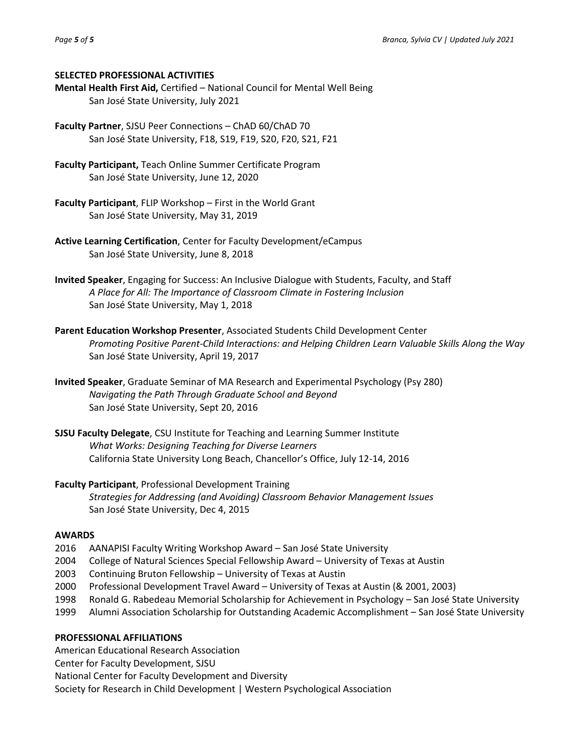## SELECTED PROFESSIONAL ACTIVITIES

**Mental Health First Aid,** Certified – National Council for Mental Well Being
San José State University, July 2021

**Faculty Partner**, SJSU Peer Connections – ChAD 60/ChAD 70
San José State University, F18, S19, F19, S20, F20, S21, F21

**Faculty Participant,** Teach Online Summer Certificate Program
San José State University, June 12, 2020

**Faculty Participant**, FLIP Workshop – First in the World Grant
San José State University, May 31, 2019

**Active Learning Certification**, Center for Faculty Development/eCampus
San José State University, June 8, 2018

**Invited Speaker**, Engaging for Success: An Inclusive Dialogue with Students, Faculty, and Staff
*A Place for All: The Importance of Classroom Climate in Fostering Inclusion*
San José State University, May 1, 2018

**Parent Education Workshop Presenter**, Associated Students Child Development Center
*Promoting Positive Parent-Child Interactions: and Helping Children Learn Valuable Skills Along the Way*
San José State University, April 19, 2017

**Invited Speaker**, Graduate Seminar of MA Research and Experimental Psychology (Psy 280)
*Navigating the Path Through Graduate School and Beyond*
San José State University, Sept 20, 2016

**SJSU Faculty Delegate**, CSU Institute for Teaching and Learning Summer Institute
*What Works: Designing Teaching for Diverse Learners*
California State University Long Beach, Chancellor's Office, July 12-14, 2016

**Faculty Participant**, Professional Development Training
*Strategies for Addressing (and Avoiding) Classroom Behavior Management Issues*
San José State University, Dec 4, 2015

## AWARDS

2016 AANAPISI Faculty Writing Workshop Award – San José State University
2004 College of Natural Sciences Special Fellowship Award – University of Texas at Austin
2003 Continuing Bruton Fellowship – University of Texas at Austin
2000 Professional Development Travel Award – University of Texas at Austin (& 2001, 2003)
1998 Ronald G. Rabedeau Memorial Scholarship for Achievement in Psychology – San José State University
1999 Alumni Association Scholarship for Outstanding Academic Accomplishment – San José State University

## PROFESSIONAL AFFILIATIONS

American Educational Research Association
Center for Faculty Development, SJSU
National Center for Faculty Development and Diversity
Society for Research in Child Development | Western Psychological Association